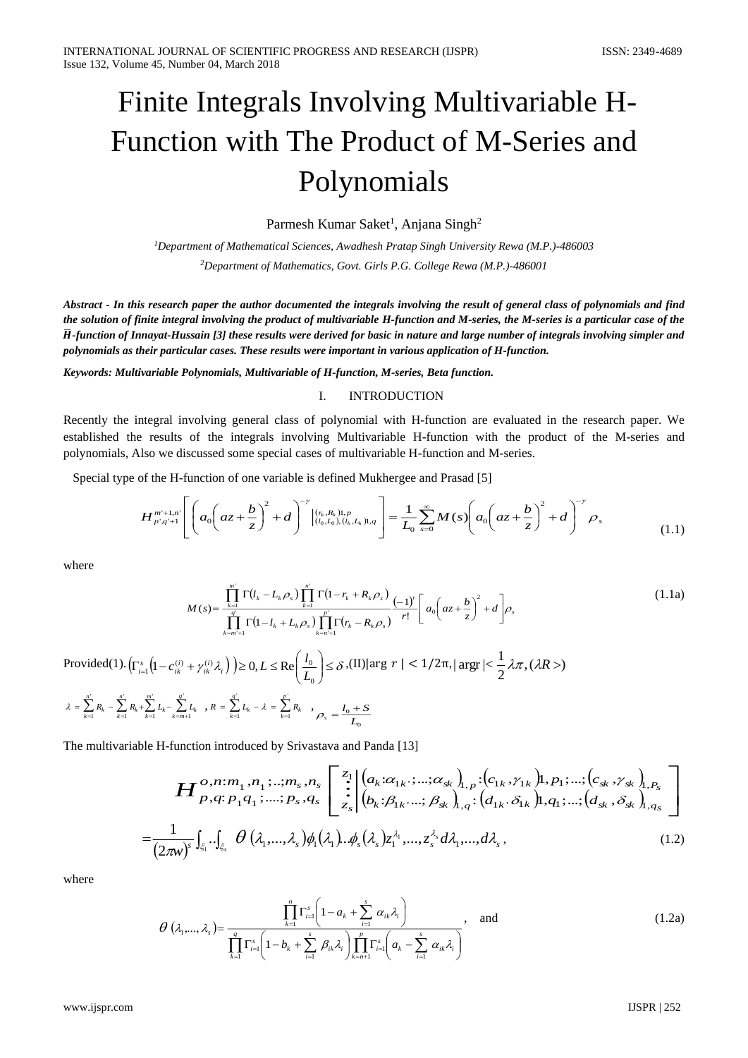# Finite Integrals Involving Multivariable H-Function with The Product of M-Series and Polynomials

Parmesh Kumar Saket[1], Anjana Singh[2]

[1]*Department of Mathematical Sciences, Awadhesh Pratap Singh University Rewa (M.P.)-486003*

[2]*Department of Mathematics, Govt. Girls P.G. College Rewa (M.P.)-486001*

***Abstract - In this research paper the author documented the integrals involving the result of general class of polynomials and find the solution of finite integral involving the product of multivariable H-function and M-series, the M-series is a particular case of the $\bar{H}$-function of Innayat-Hussain [3] these results were derived for basic in nature and large number of integrals involving simpler and polynomials as their particular cases. These results were important in various application of H-function.***

***Keywords: Multivariable Polynomials, Multivariable of H-function, M-series, Beta function.***

## I. INTRODUCTION

Recently the integral involving general class of polynomial with H-function are evaluated in the research paper. We established the results of the integrals involving Multivariable H-function with the product of the M-series and polynomials, Also we discussed some special cases of multivariable H-function and M-series.

Special type of the H-function of one variable is defined Mukhergee and Prasad [5]

$$H_{p',q'+1}^{m'+1,n'}\left[\left(a_0\left(az+\frac{b}{z}\right)^2+d\right)^{-\gamma}\left|_{(l_0,L_0),(l_k,L_k)1,q}^{(r_k,R_k)1,p}\right.\right]=\frac{1}{L_0}\sum_{s=0}^{\infty}M(s)\left(a_0\left(az+\frac{b}{z}\right)^2+d\right)^{-\gamma}\rho_s \tag{1.1}$$

where

$$M(s)=\frac{\prod_{k=1}^{m'}\Gamma(l_k-L_k\rho_s)\prod_{k=1}^{n'}\Gamma(1-r_k+R_k\rho_s)}{\prod_{k=m'+1}^{q'}\Gamma(1-l_k+L_k\rho_s)\prod_{k=n'+1}^{p'}\Gamma(r_k-R_k\rho_s)}\frac{(-1)^r}{r!}\left[a_0\left(az+\frac{b}{z}\right)^2+d\right]\rho_s \tag{1.1a}$$

Provided(1). $\left(\Gamma_{i=1}^{s}\left(1-c_{ik}^{(i)}+\gamma_{ik}^{(i)}\lambda_i\right)\right)\geq 0, L\leq \mathrm{Re}\left(\frac{l_0}{L_0}\right)\leq\delta$ ,(II)$|\arg r|<1/2\pi$, $|\arg r|<\frac{1}{2}\lambda\pi,(\lambda R>)$

$\lambda=\sum_{k=1}^{n'}R_k-\sum_{k=1}^{n'}R_k+\sum_{k=1}^{m'}L_k-\sum_{k=m+1}^{q'}L_k$ , $R=\sum_{k=1}^{q'}L_k-\lambda=\sum_{k=1}^{p'}R_k$ , $\rho_s=\frac{l_0+S}{L_0}$

The multivariable H-function introduced by Srivastava and Panda [13]

$$H_{p,q:p_1q_1;\dots;p_s,q_s}^{o,n:m_1,n_1;\dots;m_s,n_s}\left[\begin{matrix}z_1\\ \vdots\\ z_s\end{matrix}\left|\begin{matrix}(a_k:\alpha_{1k};\dots;\alpha_{sk})_{1,p}:(c_{1k},\gamma_{1k})1,p_1;\dots;(c_{sk},\gamma_{sk})_{1,P_S}\\ (b_k:\beta_{1k}\dots;\beta_{sk})_{1,q}:(d_{1k},\delta_{1k})1,q_1;\dots;(d_{sk},\delta_{sk})_{1,q_S}\end{matrix}\right.\right]$$

$$=\frac{1}{(2\pi w)^s}\int_{\xi_1}\dots\int_{\xi_s}\theta(\lambda_1,\dots,\lambda_s)\phi_1(\lambda_1)\dots\phi_s(\lambda_s)z_1^{\lambda_1},\dots,z_s^{\lambda_s}d\lambda_1,\dots,d\lambda_s, \tag{1.2}$$

where

$$\theta(\lambda_1,\dots,\lambda_s)=\frac{\prod_{k=1}^{n}\Gamma_{i=1}^{s}\left(1-a_k+\sum_{i=1}^{s}\alpha_{ik}\lambda_i\right)}{\prod_{k=1}^{q}\Gamma_{i=1}^{s}\left(1-b_k+\sum_{i=1}^{s}\beta_{ik}\lambda_i\right)\prod_{k=n+1}^{p}\Gamma_{i=1}^{s}\left(a_k-\sum_{i=1}^{s}\alpha_{ik}\lambda_i\right)},\quad\text{and} \tag{1.2a}$$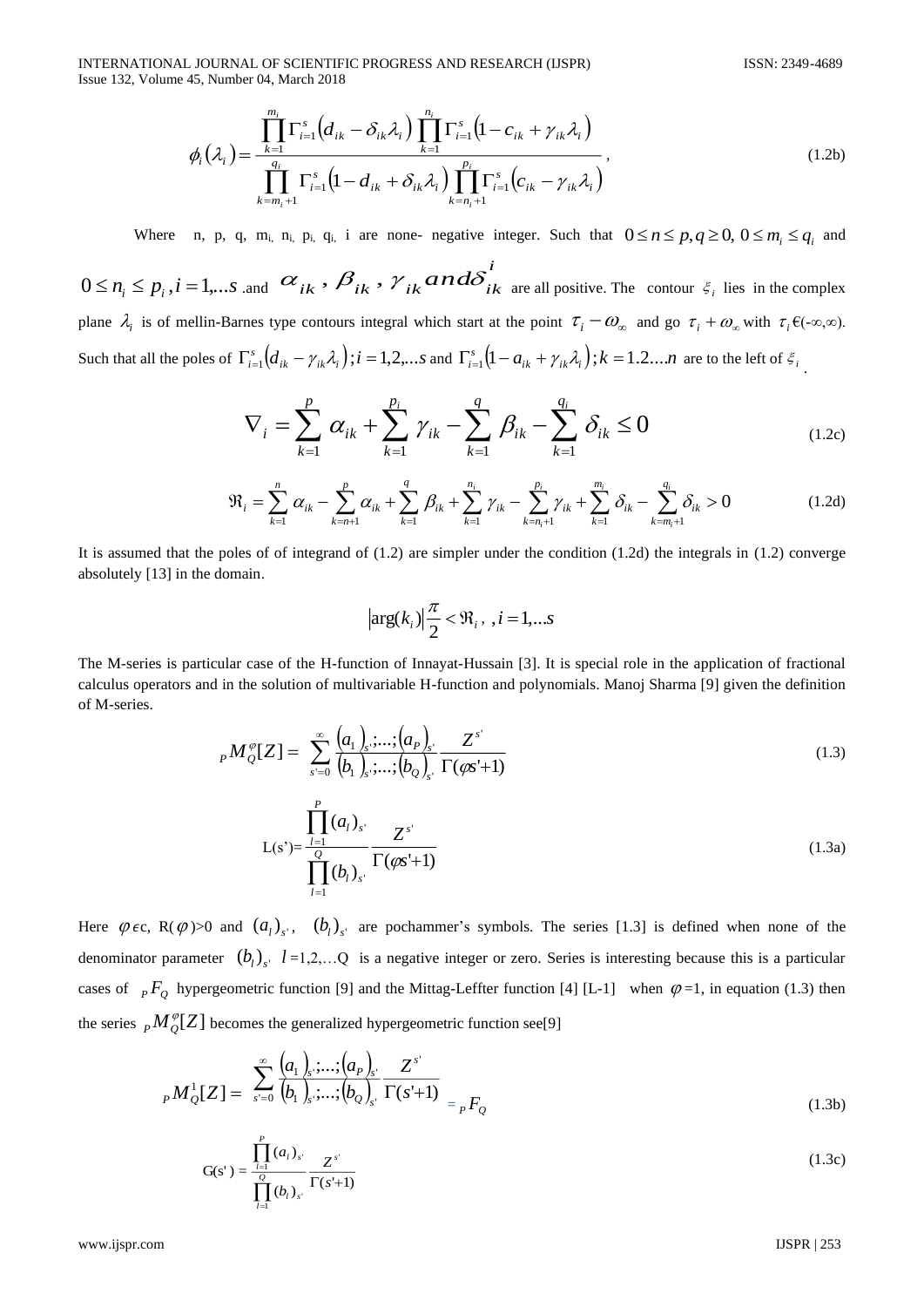$$\phi_i(\lambda_i) = \frac{\prod_{k=1}^{m_i} \Gamma_{i=1}^{s}\left(d_{ik} - \delta_{ik}\lambda_i\right) \prod_{k=1}^{n_i} \Gamma_{i=1}^{s}\left(1 - c_{ik} + \gamma_{ik}\lambda_i\right)}{\prod_{k=m_i+1}^{q_i} \Gamma_{i=1}^{s}\left(1 - d_{ik} + \delta_{ik}\lambda_i\right) \prod_{k=n_i+1}^{p_i} \Gamma_{i=1}^{s}\left(c_{ik} - \gamma_{ik}\lambda_i\right)}, \tag{1.2b}$$

Where n, p, q, $m_i$, $n_i$, $p_i$, $q_i$, i are none- negative integer. Such that $0 \le n \le p, q \ge 0,\ 0 \le m_i \le q_i$ and $0 \le n_i \le p_i, i = 1,...s$ .and $\alpha_{ik}$, $\beta_{ik}$, $\gamma_{ik}$ $and$ $\delta_{ik}^{i}$ are all positive. The contour $\xi_i$ lies in the complex plane $\lambda_i$ is of mellin-Barnes type contours integral which start at the point $\tau_i - \omega_\infty$ and go $\tau_i + \omega_\infty$ with $\tau_i \in (-\infty,\infty)$. Such that all the poles of $\Gamma_{i=1}^{s}\left(d_{ik} - \gamma_{ik}\lambda_i\right); i = 1,2,...s$ and $\Gamma_{i=1}^{s}\left(1 - a_{ik} + \gamma_{ik}\lambda_i\right); k = 1.2....n$ are to the left of $\xi_i$.

$$\nabla_i = \sum_{k=1}^{p} \alpha_{ik} + \sum_{k=1}^{p_i} \gamma_{ik} - \sum_{k=1}^{q} \beta_{ik} - \sum_{k=1}^{q_i} \delta_{ik} \le 0 \tag{1.2c}$$

$$\Re_i = \sum_{k=1}^{n} \alpha_{ik} - \sum_{k=n+1}^{p} \alpha_{ik} + \sum_{k=1}^{q} \beta_{ik} + \sum_{k=1}^{n_i} \gamma_{ik} - \sum_{k=n_i+1}^{p_i} \gamma_{ik} + \sum_{k=1}^{m_i} \delta_{ik} - \sum_{k=m_i+1}^{q_i} \delta_{ik} > 0 \tag{1.2d}$$

It is assumed that the poles of of integrand of (1.2) are simpler under the condition (1.2d) the integrals in (1.2) converge absolutely [13] in the domain.

$$\left|\arg(k_i)\right| \frac{\pi}{2} < \Re_i,\ , i = 1,...s$$

The M-series is particular case of the H-function of Innayat-Hussain [3]. It is special role in the application of fractional calculus operators and in the solution of multivariable H-function and polynomials. Manoj Sharma [9] given the definition of M-series.

$${}_P M_Q^{\varphi}[Z] = \sum_{s'=0}^{\infty} \frac{\left(a_1\right)_{s'};...;\left(a_P\right)_{s'}}{\left(b_1\right)_{s'};...;\left(b_Q\right)_{s'}} \frac{Z^{s'}}{\Gamma(\varphi s'+1)} \tag{1.3}$$

$$\text{L(s')} = \frac{\prod_{l=1}^{P}(a_l)_{s'}}{\prod_{l=1}^{Q}(b_l)_{s'}} \frac{Z^{s'}}{\Gamma(\varphi s'+1)} \tag{1.3a}$$

Here $\varphi \in c$, R($\varphi$)>0 and $(a_l)_{s'}$, $(b_l)_{s'}$ are pochammer's symbols. The series [1.3] is defined when none of the denominator parameter $(b_l)_{s'}$ $l$ =1,2,…Q is a negative integer or zero. Series is interesting because this is a particular cases of ${}_P F_Q$ hypergeometric function [9] and the Mittag-Leffter function [4] [L-1] when $\varphi$ =1, in equation (1.3) then the series ${}_P M_Q^{\varphi}[Z]$ becomes the generalized hypergeometric function see[9]

$${}_P M_Q^{1}[Z] = \sum_{s'=0}^{\infty} \frac{\left(a_1\right)_{s'};...;\left(a_P\right)_{s'}}{\left(b_1\right)_{s'};...;\left(b_Q\right)_{s'}} \frac{Z^{s'}}{\Gamma(s'+1)} = {}_P F_Q \tag{1.3b}$$

$$\text{G(s')} = \frac{\prod_{l=1}^{P}(a_l)_{s'}}{\prod_{l=1}^{Q}(b_l)_{s'}} \frac{Z^{s'}}{\Gamma(s'+1)} \tag{1.3c}$$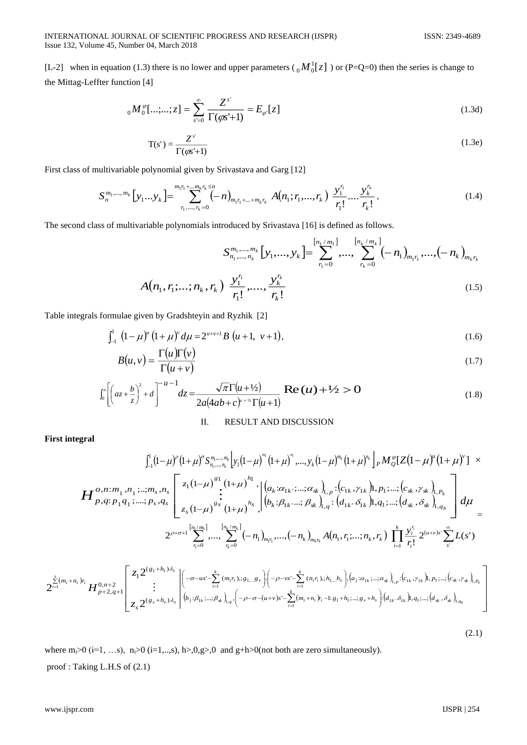[L-2] when in equation (1.3) there is no lower and upper parameters ( ${}_0M_0^1[z]$ ) or (P=Q=0) then the series is change to the Mittag-Leffter function [4]

$$ {}_0M_0^{\varphi}[...;...;z] = \sum_{s'=0}^{\infty} \frac{Z^{s'}}{\Gamma(\varphi s'+1)} = E_{\varphi'}[z] \tag{1.3d} $$

$$ \mathrm{T}(s') = \frac{Z^{s'}}{\Gamma(\varphi s'+1)} \tag{1.3e} $$

First class of multivariable polynomial given by Srivastava and Garg [12]

$$ S_n^{m_1,....,m_k}\left[y_1...y_k\right] = \sum_{r_1,....,r_k=0}^{m_1r_1+...m_kr_k\le n} (-n)_{m_1r_1+...+m_kr_k}\ A(n_1;r_1,...,r_k)\ \frac{y_1^{r_1}}{r_1!}....\frac{y_k^{r_k}}{r_k!}, \tag{1.4} $$

The second class of multivariable polynomials introduced by Srivastava [16] is defined as follows.

$$ S_{n_1,....,n_k}^{m_1,....,m_k}\left[y_1,...,y_k\right] = \sum_{r_1=0}^{[n_1/m_1]},...,\sum_{r_k=0}^{[n_k/m_k]} (-n_1)_{m_1r_1},...,(-n_k)_{m_kr_k} $$

$$ A(n_1,r_1;...;n_k,r_k)\ \frac{y_1^{r_1}}{r_1!},....,\frac{y_k^{r_k}}{r_k!} \tag{1.5} $$

Table integrals formulae given by Gradshteyin and Ryzhik [2]

$$ \int_{-1}^{1} (1-\mu)^u (1+\mu)^v d\mu = 2^{u+v+1} B\ (u+1,\ v+1), \tag{1.6} $$

$$ B(u,v) = \frac{\Gamma(u)\Gamma(v)}{\Gamma(u+v)} \tag{1.7} $$

$$ \int_0^{\infty}\left[\left(az+\frac{b}{z}\right)^2+d\right]^{-u-1} dz = \frac{\sqrt{\pi}\,\Gamma(u+½)}{2a(4ab+c)^{u+½}\Gamma(u+1)} \quad \mathbf{Re}(u)+½>0 \tag{1.8} $$

## II. RESULT AND DISCUSSION

**First integral**

$$ \int_{-1}^{1}(1-\mu)^{\rho}(1+\mu)^{\sigma} S_{n_1,...,n_k}^{m_1,...,m_k}\left[y_1(1-\mu)^{m_1}(1+\mu)^{n_1},...,y_k(1-\mu)^{m_k}(1+\mu)^{n_k}\right] {}_PM_Q^{\varphi}[Z(1-\mu)^u(1+\mu)^v]\ \times $$

$$ H_{p,q:p_1q_1;....;p_s,q_s}^{o,n:m_1,n_1;..;m_s,n_s}\left[\begin{matrix} z_1(1-\mu)^{g_1}(1+\mu)^{h_1}, \\ \vdots \\ z_s(1-\mu)^{g_s}(1+\mu)^{h_s} \end{matrix}\left|\begin{matrix}(a_k:\alpha_{1k};...;\alpha_{sk})_{1,p}:(c_{1k},\gamma_{1k})_{1,p_1};...;(c_{sk},\gamma_{sk})_{1,P_s} \\ (b_k:\beta_{1k};...;\beta_{sk})_{1,q}:(d_{1k},\delta_{1k})_{1,q_1};...;(d_{sk},\delta_{sk})_{1,q_s}\end{matrix}\right.\right] d\mu = $$

$$ 2^{\rho+\sigma+1}\sum_{r_1=0}^{[n_1/m_1]},...,\sum_{r_k=0}^{[n_k/m_k]}(-n_1)_{m_1r_1},...,(-n_k)_{m_kr_k} A(n_1,r_1;...;n_k,r_k)\ \prod_{i=1}^{k}\frac{y_i^{r_i}}{r_i!}\,2^{(u+v)s'}\sum_{s'}^{\infty}L(s') $$

$$ 2^{\sum_{i=1}^{s}(m_i+n_i)r_i} H_{p+2,q+1}^{0,n+2}\left[\begin{matrix} z_1 2^{(g_1+h_1)\lambda_1} \\ \vdots \\ z_s 2^{(g_s+h_s)\lambda_s}\end{matrix}\left|\begin{matrix}\left(-\sigma-us'-\sum_{i=1}^{k}(m_ir_i);g_1,...g_s\right),\left(-\rho-vs'-\sum_{i=1}^{k}(n_ir_i);h_1,...h_s\right),(a_j:\alpha_{1k};...;\alpha_{sk})_{1,p}:(c_{1k},\gamma_{1k})_{1,p_1};...;(c_{sk},\gamma_{sk})_{1,P_s} \\ (b_j:\beta_{1k};...;\beta_{sk})_{1,q},\left(-\rho-\sigma-(u+v)s'-\sum_{i=1}^{k}(m_i+n_i)r_i-1:g_1+h_1;...;g_s+h_s\right):(d_{1k},\delta_{1k})_{1,q_1};...;(d_{sk},\delta_{sk})_{1,q_s}\end{matrix}\right.\right] $$

(2.1)

where $m_i>0$ (i=1, …s), $n_i>0$ (i=1,..,s), h>,0,g>,0 and g+h>0(not both are zero simultaneously).

proof : Taking L.H.S of (2.1)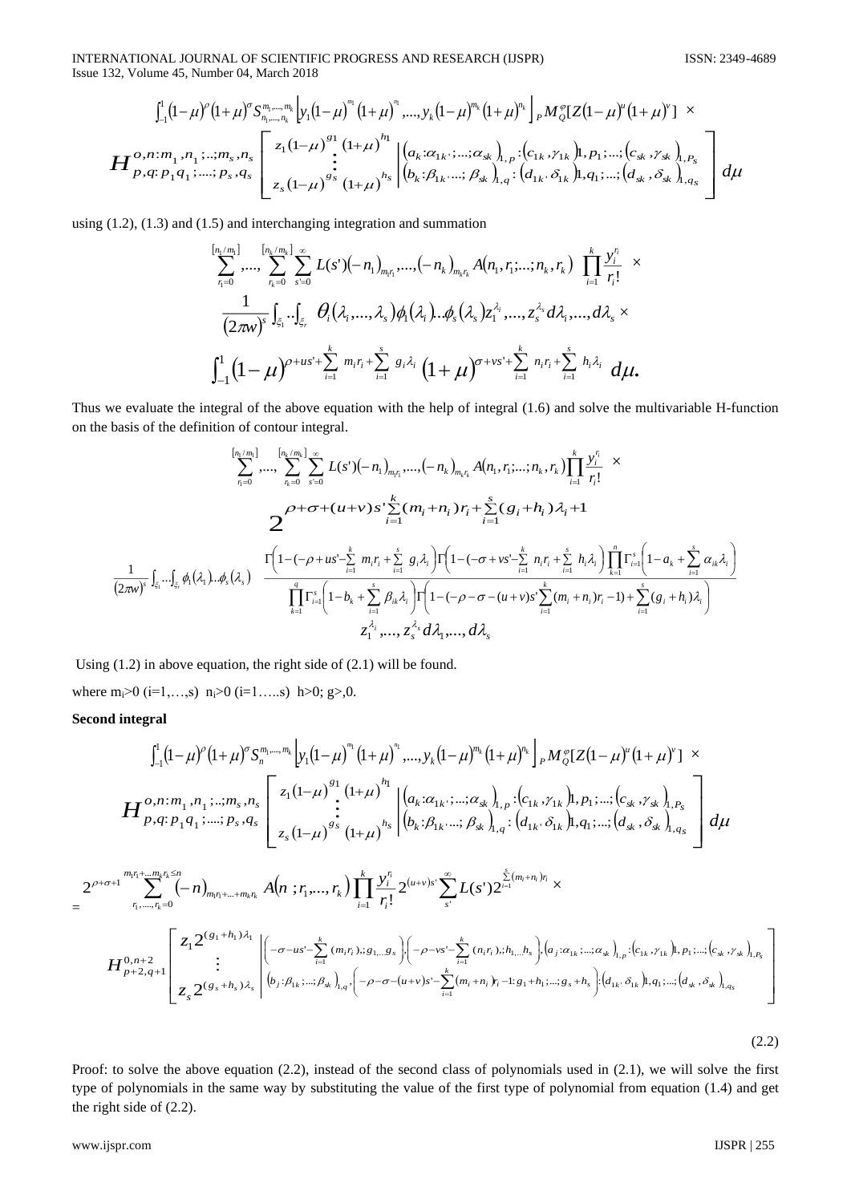$$\int_{-1}^{1}(1-\mu)^{\rho}(1+\mu)^{\sigma}S_{n_1,\ldots,n_k}^{m_1,\ldots,m_k}\left[y_1(1-\mu)^{m_1}(1+\mu)^{n_1},\ldots,y_k(1-\mu)^{m_k}(1+\mu)^{n_k}\right]{}_PM_Q^{\varphi}[Z(1-\mu)^{u}(1+\mu)^{v}]\ \times$$

$$H_{p,q:p_1q_1;\ldots;p_s,q_s}^{o,n:m_1,n_1;\ldots;m_s,n_s}\left[\begin{array}{c} z_1(1-\mu)^{g_1}(1+\mu)^{h_1} \\ \vdots \\ z_s(1-\mu)^{g_s}(1+\mu)^{h_s}\end{array}\left|\begin{array}{l}(a_k:\alpha_{1k};\ldots;\alpha_{sk})_{1,p}:(c_{1k},\gamma_{1k})_{1,p_1};\ldots;(c_{sk},\gamma_{sk})_{1,P_s}\\ (b_k:\beta_{1k},\ldots;\beta_{sk})_{1,q}:(d_{1k},\delta_{1k})_{1,q_1};\ldots;(d_{sk},\delta_{sk})_{1,q_s}\end{array}\right.\right]d\mu$$

using (1.2), (1.3) and (1.5) and interchanging integration and summation

$$\sum_{r_1=0}^{[n_1/m_1]},\ldots,\sum_{r_k=0}^{[n_k/m_k]}\sum_{s'=0}^{\infty}L(s')(-n_1)_{m_1r_1},\ldots,(-n_k)_{m_kr_k}A(n_1,r_1;\ldots;n_k,r_k)\prod_{i=1}^{k}\frac{y_i^{r_i}}{r_i!}\ \times$$

$$\frac{1}{(2\pi w)^s}\int_{\xi_1}\ldots\int_{\xi_r}\theta_i(\lambda_i,\ldots,\lambda_s)\phi_1(\lambda_i)\ldots\phi_s(\lambda_s)z_1^{\lambda_i},\ldots,z_s^{\lambda_s}d\lambda_i,\ldots,d\lambda_s\ \times$$

$$\int_{-1}^{1}(1-\mu)^{\rho+us'+\sum_{i=1}^{k}m_ir_i+\sum_{i=1}^{s}g_i\lambda_i}(1+\mu)^{\sigma+vs'+\sum_{i=1}^{k}n_ir_i+\sum_{i=1}^{s}h_i\lambda_i}\,d\mu.$$

Thus we evaluate the integral of the above equation with the help of integral (1.6) and solve the multivariable H-function on the basis of the definition of contour integral.

$$\sum_{r_1=0}^{[n_1/m_1]},\ldots,\sum_{r_k=0}^{[n_k/m_k]}\sum_{s'=0}^{\infty}L(s')(-n_1)_{m_1r_1},\ldots,(-n_k)_{m_kr_k}A(n_1,r_1;\ldots;n_k,r_k)\prod_{i=1}^{k}\frac{y_i^{r_i}}{r_i!}\ \times$$

$$2^{\rho+\sigma+(u+v)s'\sum_{i=1}^{k}(m_i+n_i)r_i+\sum_{i=1}^{s}(g_i+h_i)\lambda_i+1}$$

$$\frac{1}{(2\pi w)^s}\int_{\xi_1}\ldots\int_{\xi_r}\phi_1(\lambda_1)\ldots\phi_s(\lambda_s)\ \frac{\Gamma\left(1-(-\rho+us'-\sum_{i=1}^{k}m_ir_i+\sum_{i=1}^{s}g_i\lambda_i\right)\Gamma\left(1-(-\sigma+vs'-\sum_{i=1}^{k}n_ir_i+\sum_{i=1}^{s}h_i\lambda_i\right)\prod_{k=1}^{n}\Gamma_{i=1}^{s}\left(1-a_k+\sum_{i=1}^{s}\alpha_{ik}\lambda_i\right)}{\prod_{k=1}^{q}\Gamma_{i=1}^{s}\left(1-b_k+\sum_{i=1}^{s}\beta_{ik}\lambda_i\right)\Gamma\left(1-(-\rho-\sigma-(u+v)s'\sum_{i=1}^{k}(m_i+n_i)r_i-1)+\sum_{i=1}^{s}(g_i+h_i)\lambda_i\right)}$$

$$z_1^{\lambda_i},\ldots,z_s^{\lambda_s}d\lambda_1,\ldots,d\lambda_s$$

Using (1.2) in above equation, the right side of (2.1) will be found.

where $m_i>0$ $(i=1,\ldots,s)$ $n_i>0$ $(i=1\ldots..s)$ $h>0$; $g>,0$.

**Second integral**

$$\int_{-1}^{1}(1-\mu)^{\rho}(1+\mu)^{\sigma}S_{n}^{m_1,\ldots,m_k}\left[y_1(1-\mu)^{m_1}(1+\mu)^{n_1},\ldots,y_k(1-\mu)^{m_k}(1+\mu)^{n_k}\right]{}_PM_Q^{\varphi}[Z(1-\mu)^{u}(1+\mu)^{v}]\ \times$$

$$H_{p,q:p_1q_1;\ldots;p_s,q_s}^{o,n:m_1,n_1;\ldots;m_s,n_s}\left[\begin{array}{c} z_1(1-\mu)^{g_1}(1+\mu)^{h_1} \\ \vdots \\ z_s(1-\mu)^{g_s}(1+\mu)^{h_s}\end{array}\left|\begin{array}{l}(a_k:\alpha_{1k};\ldots;\alpha_{sk})_{1,p}:(c_{1k},\gamma_{1k})_{1,p_1};\ldots;(c_{sk},\gamma_{sk})_{1,P_s}\\ (b_k:\beta_{1k},\ldots;\beta_{sk})_{1,q}:(d_{1k},\delta_{1k})_{1,q_1};\ldots;(d_{sk},\delta_{sk})_{1,q_s}\end{array}\right.\right]d\mu$$

$$=2^{\rho+\sigma+1}\sum_{r_1,\ldots,r_k=0}^{m_1r_1+\ldots m_kr_k\le n}(-n)_{m_1r_1+\ldots+m_kr_k}A(n\,;r_1,\ldots,r_k)\prod_{i=1}^{k}\frac{y_i^{r_i}}{r_i!}2^{(u+v)s'}\sum_{s'}^{\infty}L(s')2^{\sum_{i=1}^{s}(m_i+n_i)r_i}\ \times$$

$$H_{p+2,q+1}^{0,n+2}\left[\begin{array}{c} z_12^{(g_1+h_1)\lambda_1}\\ \vdots \\ z_s2^{(g_s+h_s)\lambda_s}\end{array}\left|\begin{array}{l}\left(-\sigma-us'-\sum_{i=1}^{k}(m_ir_i);g_1,\ldots g_s\right),\left(-\rho-vs'-\sum_{i=1}^{k}(n_ir_i);h_1,\ldots h_s\right),(a_j:\alpha_{1k};\ldots;\alpha_{sk})_{1,p}:(c_{1k},\gamma_{1k})_{1,p_1};\ldots;(c_{sk},\gamma_{sk})_{1,P_s}\\ (b_j:\beta_{1k};\ldots;\beta_{sk})_{1,q},\left(-\rho-\sigma-(u+v)s'-\sum_{i=1}^{k}(m_i+n_i)r_i-1:g_1+h_1;\ldots;g_s+h_s\right):(d_{1k},\delta_{1k})_{1,q_1};\ldots;(d_{sk},\delta_{sk})_{1,q_s}\end{array}\right.\right]$$

(2.2)

Proof: to solve the above equation (2.2), instead of the second class of polynomials used in (2.1), we will solve the first type of polynomials in the same way by substituting the value of the first type of polynomial from equation (1.4) and get the right side of (2.2).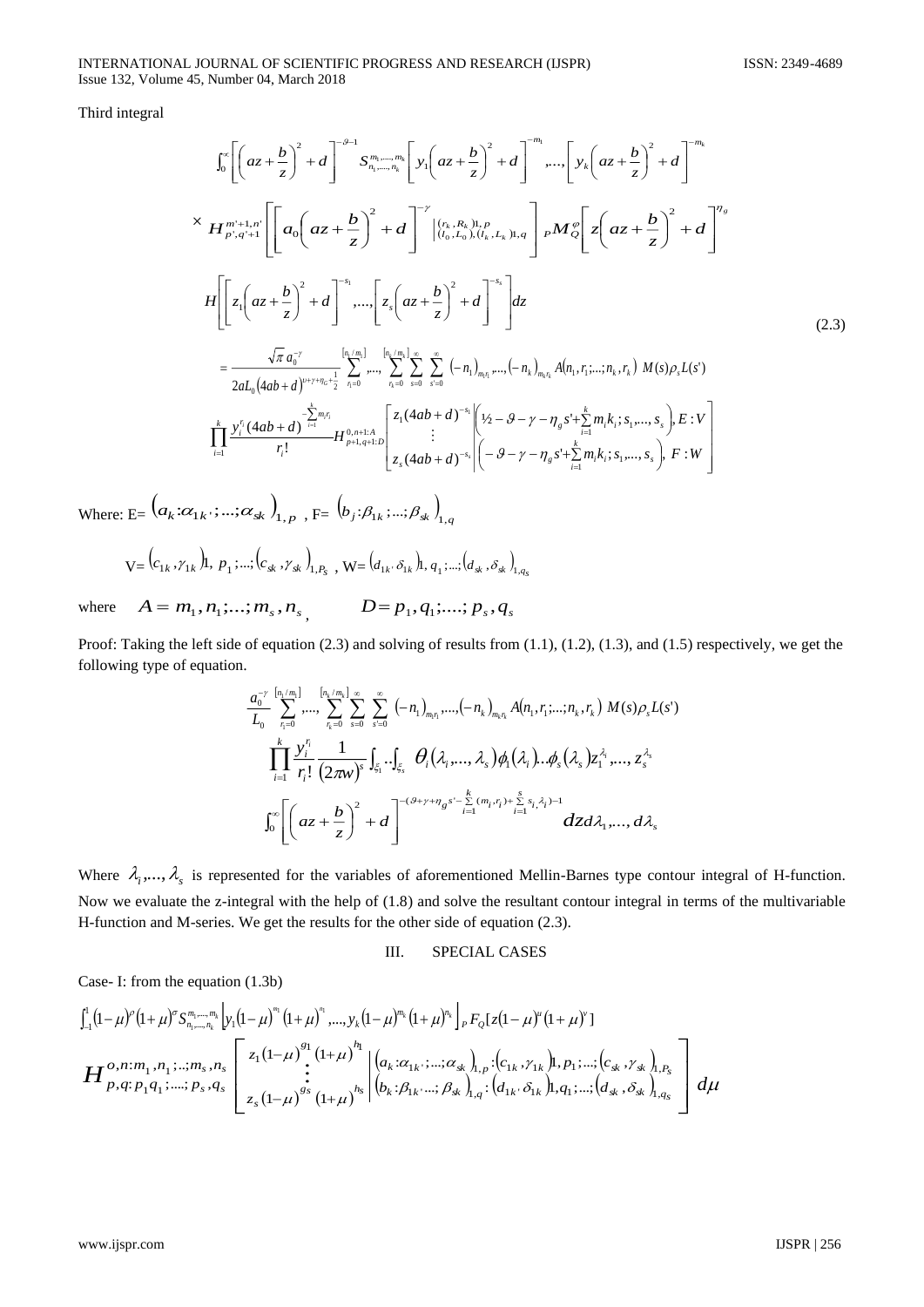Third integral

$$
\begin{aligned}
&\int_0^\infty \left[\left(az+\frac{b}{z}\right)^2+d\right]^{-\vartheta-1} S_{n_1,\dots,n_k}^{m_1,\dots,m_k}\left[y_1\left(az+\frac{b}{z}\right)^2+d\right]^{-m_1},\dots,\left[y_k\left(az+\frac{b}{z}\right)^2+d\right]^{-m_k} \\
&\times H_{p',q'+1}^{m'+1,n'}\left[\left[a_0\left(az+\frac{b}{z}\right)^2+d\right]^{-\gamma}\left|\begin{smallmatrix}(r_k,R_k)_{1,p}\\(l_0,L_0),(l_k,L_k)_{1,q}\end{smallmatrix}\right.\right]{}_PM_Q^{\varphi}\left[z\left(az+\frac{b}{z}\right)^2+d\right]^{\eta_g} \\
&H\left[\left[z_1\left(az+\frac{b}{z}\right)^2+d\right]^{-s_1},\dots,\left[z_s\left(az+\frac{b}{z}\right)^2+d\right]^{-s_s}\right]dz \\
&=\frac{\sqrt{\pi}\,a_0^{-\gamma}}{2aL_0(4ab+d)^{\vartheta+\gamma+\eta_G+\frac{1}{2}}}\sum_{r_1=0}^{[n_1/m_1]},\dots,\sum_{r_k=0}^{[n_k/m_k]}\sum_{s=0}^{\infty}\sum_{s'=0}^{\infty}(-n_1)_{m_1r_1},\dots,(-n_k)_{m_kr_k}A(n_1,r_1;\dots;n_k,r_k)\,M(s)\rho_sL(s') \\
&\prod_{i=1}^{k}\frac{y_i^{r_i}(4ab+d)^{-\sum_{i=1}^{k}m_ir_i}}{r_i!}H_{p+1,q+1:D}^{0,n+1:A}\left[\begin{matrix}z_1(4ab+d)^{-s_1}\\\vdots\\z_s(4ab+d)^{-s_s}\end{matrix}\left|\begin{matrix}\left(\tfrac{1}{2}-\vartheta-\gamma-\eta_gs'+\sum_{i=1}^{k}m_ik_i;s_1,\dots,s_s\right),E:V\\\left(-\vartheta-\gamma-\eta_gs'+\sum_{i=1}^{k}m_ik_i;s_1,\dots,s_s\right),F:W\end{matrix}\right.\right]
\end{aligned}
\tag{2.3}
$$

Where: $E=\left(a_k:\alpha_{1k};\dots;\alpha_{sk}\right)_{1,p}$, $F=\left(b_j:\beta_{1k};\dots;\beta_{sk}\right)_{1,q}$

$V=\left(c_{1k},\gamma_{1k}\right)_{1,p_1};\dots;\left(c_{sk},\gamma_{sk}\right)_{1,P_S}$, $W=\left(d_{1k},\delta_{1k}\right)_{1,q_1};\dots;\left(d_{sk},\delta_{sk}\right)_{1,q_s}$

where $A=m_1,n_1;\dots;m_s,n_s$, $\quad D=p_1,q_1;\dots;p_s,q_s$

Proof: Taking the left side of equation (2.3) and solving of results from (1.1), (1.2), (1.3), and (1.5) respectively, we get the following type of equation.

$$
\begin{aligned}
&\frac{a_0^{-\gamma}}{L_0}\sum_{r_1=0}^{[n_1/m_1]},\dots,\sum_{r_k=0}^{[n_k/m_k]}\sum_{s=0}^{\infty}\sum_{s'=0}^{\infty}(-n_1)_{m_1r_1},\dots,(-n_k)_{m_kr_k}A(n_1,r_1;\dots;n_k,r_k)\,M(s)\rho_sL(s') \\
&\prod_{i=1}^{k}\frac{y_i^{r_i}}{r_i!}\frac{1}{(2\pi w)^s}\int_{\xi_1}\dots\int_{\xi_s}\theta_i(\lambda_i,\dots,\lambda_s)\phi_1(\lambda_1)\dots\phi_s(\lambda_s)z_1^{\lambda_1},\dots,z_s^{\lambda_s} \\
&\int_0^\infty\left[\left(az+\frac{b}{z}\right)^2+d\right]^{-(\vartheta+\gamma+\eta_gs'-\sum_{i=1}^{k}(m_ir_i)+\sum_{i=1}^{s}s_i\lambda_i)-1}dz\,d\lambda_1,\dots,d\lambda_s
\end{aligned}
$$

Where $\lambda_i,\dots,\lambda_s$ is represented for the variables of aforementioned Mellin-Barnes type contour integral of H-function. Now we evaluate the z-integral with the help of (1.8) and solve the resultant contour integral in terms of the multivariable H-function and M-series. We get the results for the other side of equation (2.3).

## III. SPECIAL CASES

Case- I: from the equation (1.3b)

$$
\begin{aligned}
&\int_{-1}^{1}(1-\mu)^{\rho}(1+\mu)^{\sigma}S_{n_1,\dots,n_k}^{m_1,\dots,m_k}\left[y_1(1-\mu)^{m_1}(1+\mu)^{n_1},\dots,y_k(1-\mu)^{m_k}(1+\mu)^{n_k}\right]{}_PF_Q[z(1-\mu)^{u}(1+\mu)^{v}] \\
&H_{p,q:p_1q_1;\dots;p_s,q_s}^{o,n:m_1,n_1;\dots;m_s,n_s}\left[\begin{matrix}z_1(1-\mu)^{g_1}(1+\mu)^{h_1}\\\vdots\\z_s(1-\mu)^{g_s}(1+\mu)^{h_s}\end{matrix}\left|\begin{matrix}\left(a_k:\alpha_{1k};\dots;\alpha_{sk}\right)_{1,p}:\left(c_{1k},\gamma_{1k}\right)_{1,p_1};\dots;\left(c_{sk},\gamma_{sk}\right)_{1,P_S}\\\left(b_k:\beta_{1k}\dots;\beta_{sk}\right)_{1,q}:\left(d_{1k},\delta_{1k}\right)_{1,q_1};\dots;\left(d_{sk},\delta_{sk}\right)_{1,q_s}\end{matrix}\right.\right]d\mu
\end{aligned}
$$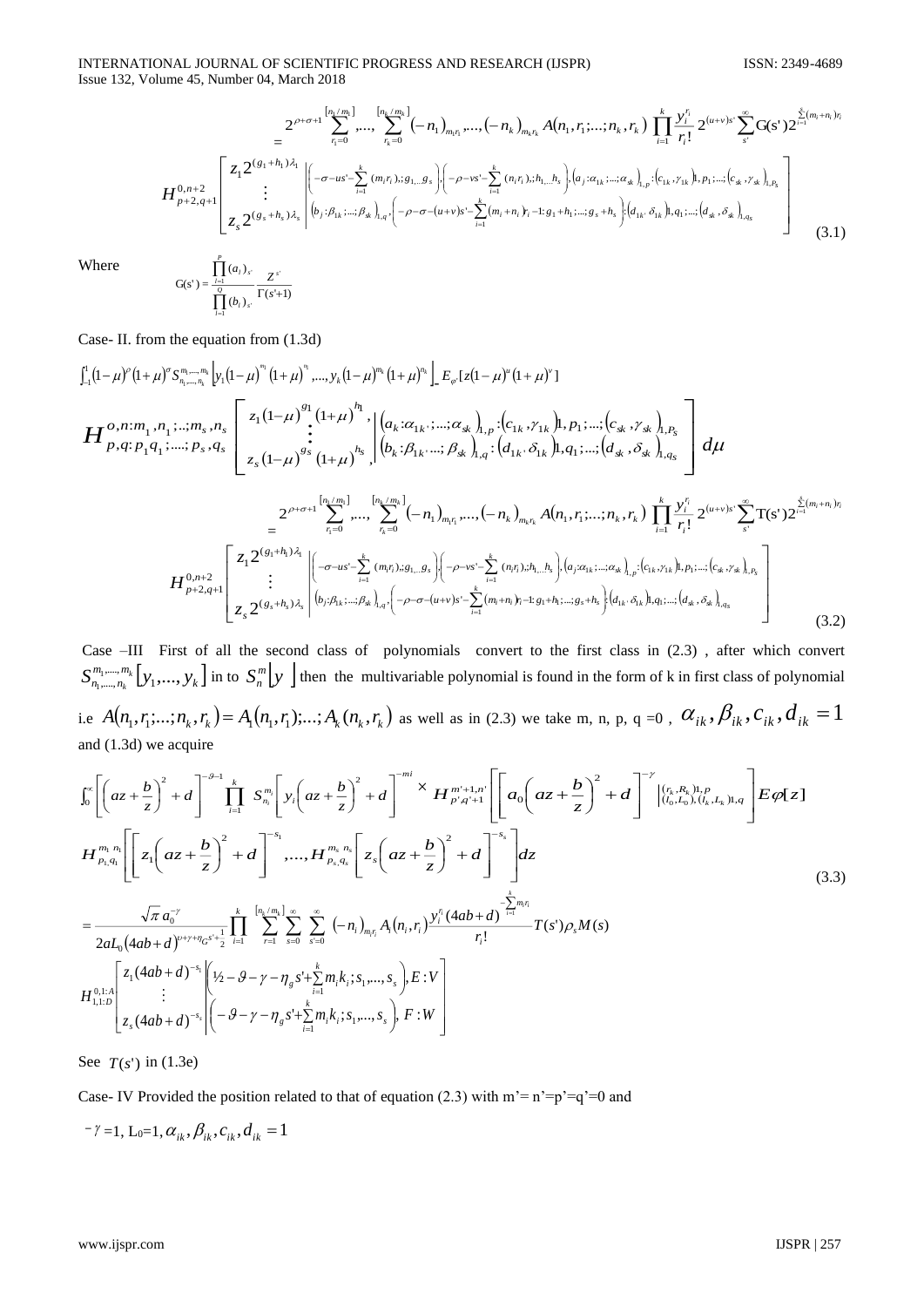$$=2^{\rho+\sigma+1}\sum_{r_1=0}^{[n_1/m_1]},...,\sum_{r_k=0}^{[n_k/m_k]}(-n_1)_{m_1r_1},...,(-n_k)_{m_kr_k}A(n_1,r_1;...;n_k,r_k)\prod_{i=1}^{k}\frac{y_i^{r_i}}{r_i!}2^{(u+v)s'}\sum_{s'}^{\infty}G(s')2^{\sum_{i=1}^{k}(m_i+n_i)r_i}$$

$$H_{p+2,q+1}^{0,n+2}\left[\begin{matrix}z_1 2^{(g_1+h_1)\lambda_1}\\ \vdots \\ z_s 2^{(g_s+h_s)\lambda_s}\end{matrix}\left|\begin{matrix}\left(-\sigma-us'-\sum_{i=1}^{k}(m_ir_i);g_1,...g_s\right),\left(-\rho-vs'-\sum_{i=1}^{k}(n_ir_i);h_1,...h_s\right),\left(a_j:\alpha_{1k};...;\alpha_{sk}\right)_{1,p}:\left(c_{1k},\gamma_{1k}\right)1,p_1;...;\left(c_{sk},\gamma_{sk}\right)_{1,P_S}\\ \left(b_j:\beta_{1k};...;\beta_{sk}\right)_{1,q},\left(-\rho-\sigma-(u+v)s'-\sum_{i=1}^{k}(m_i+n_i)r_i-1:g_1+h_1;...;g_s+h_s\right):\left(d_{1k},\delta_{1k}\right)1,q_1;...;\left(d_{sk},\delta_{sk}\right)_{1,q_S}\end{matrix}\right.\right] \tag{3.1}$$

Where
$$G(s')=\frac{\prod_{l=1}^{P}(a_l)_{s'}}{\prod_{l=1}^{Q}(b_l)_{s'}}\frac{Z^{s'}}{\Gamma(s'+1)}$$

Case- II. from the equation from (1.3d)

$$\int_{-1}^{1}(1-\mu)^{\rho}(1+\mu)^{\sigma}S_{n_1,...,n_k}^{m_1,...,m_k}\left[y_1(1-\mu)^{m_1}(1+\mu)^{n_1},...,y_k(1-\mu)^{m_k}(1+\mu)^{n_k}\right]E_{\varphi}[z(1-\mu)^{u}(1+\mu)^{v}]$$

$$H_{p,q:p_1q_1;....;p_s,q_s}^{o,n:m_1,n_1;..;m_s,n_s}\left[\begin{matrix}z_1(1-\mu)^{g_1}(1+\mu)^{h_1},\\ \vdots\\ z_s(1-\mu)^{g_s}(1+\mu)^{h_s},\end{matrix}\left|\begin{matrix}\left(a_k:\alpha_{1k};...;\alpha_{sk}\right)_{1,p}:\left(c_{1k},\gamma_{1k}\right)1,p_1;...;\left(c_{sk},\gamma_{sk}\right)_{1,P_S}\\ \left(b_k:\beta_{1k},...;\beta_{sk}\right)_{1,q}:\left(d_{1k},\delta_{1k}\right)1,q_1;...;\left(d_{sk},\delta_{sk}\right)_{1,q_S}\end{matrix}\right.\right]d\mu$$

$$=2^{\rho+\sigma+1}\sum_{r_1=0}^{[n_1/m_1]},...,\sum_{r_k=0}^{[n_k/m_k]}(-n_1)_{m_1r_1},...,(-n_k)_{m_kr_k}A(n_1,r_1;...;n_k,r_k)\prod_{i=1}^{k}\frac{y_i^{r_i}}{r_i!}2^{(u+v)s'}\sum_{s'}^{\infty}T(s')2^{\sum_{i=1}^{k}(m_i+n_i)r_i}$$

$$H_{p+2,q+1}^{0,n+2}\left[\begin{matrix}z_1 2^{(g_1+h_1)\lambda_1}\\ \vdots \\ z_s 2^{(g_s+h_s)\lambda_s}\end{matrix}\left|\begin{matrix}\left(-\sigma-us'-\sum_{i=1}^{k}(m_ir_i);g_1,...g_s\right),\left(-\rho-vs'-\sum_{i=1}^{k}(n_ir_i);h_1,...h_s\right),\left(a_j:\alpha_{1k};...;\alpha_{sk}\right)_{1,p}:\left(c_{1k},\gamma_{1k}\right)1,p_1;...;\left(c_{sk},\gamma_{sk}\right)_{1,P_S}\\ \left(b_j:\beta_{1k};...;\beta_{sk}\right)_{1,q},\left(-\rho-\sigma-(u+v)s'-\sum_{i=1}^{k}(m_i+n_i)r_i-1:g_1+h_1;...;g_s+h_s\right):\left(d_{1k},\delta_{1k}\right)1,q_1;...;\left(d_{sk},\delta_{sk}\right)_{1,q_S}\end{matrix}\right.\right] \tag{3.2}$$

Case –III First of all the second class of polynomials convert to the first class in (2.3) , after which convert $S_{n_1,...,n_k}^{m_1,...,m_k}[y_1,...,y_k]$ in to $S_n^m[y]$ then the multivariable polynomial is found in the form of k in first class of polynomial i.e $A(n_1,r_1;...;n_k,r_k)=A_1(n_1,r_1);...;A_k(n_k,r_k)$ as well as in (2.3) we take m, n, p, q =0 , $\alpha_{ik},\beta_{ik},c_{ik},d_{ik}=1$ and (1.3d) we acquire

$$\int_0^{\infty}\left[\left(az+\frac{b}{z}\right)^2+d\right]^{-\vartheta-1}\prod_{i=1}^{k}S_{n_i}^{m_i}\left[y_i\left(az+\frac{b}{z}\right)^2+d\right]^{-mi}\times H_{p',q'+1}^{m'+1,n'}\left[\left[a_0\left(az+\frac{b}{z}\right)^2+d\right]^{-\gamma}\left|\begin{matrix}(r_k,R_k)1,p\\(l_0,L_0),(l_k,L_k)1,q\end{matrix}\right.\right]E\varphi[z]$$

$$H_{p_1,q_1}^{m_1\ n_1}\left[\left[z_1\left(az+\frac{b}{z}\right)^2+d\right]^{-s_1},...,H_{p_s,q_s}^{m_s\ n_s}\left[z_s\left(az+\frac{b}{z}\right)^2+d\right]^{-s_s}\right]dz \tag{3.3}$$

$$=\frac{\sqrt{\pi}\,a_0^{-\gamma}}{2aL_0(4ab+d)^{\nu+\gamma+\eta_G s'+\frac{1}{2}}}\prod_{i=1}^{k}\sum_{r=1}^{[n_k/m_k]}\sum_{s=0}^{\infty}\sum_{s'=0}^{\infty}(-n_i)_{m_ir_j}A_i(n_i,r_i)\frac{y_i^{r_i}(4ab+d)^{-\sum_{i=1}^{k}m_ir_i}}{r_i!}T(s')\rho_sM(s)$$

$$H_{1,1:D}^{0,1:A}\left[\begin{matrix}z_1(4ab+d)^{-s_1}\\ \vdots\\ z_s(4ab+d)^{-s_s}\end{matrix}\left|\begin{matrix}\left(\tfrac{1}{2}-\vartheta-\gamma-\eta_g s'+\sum_{i=1}^{k}m_ik_i;s_1,...,s_s\right),E:V\\ \left(-\vartheta-\gamma-\eta_g s'+\sum_{i=1}^{k}m_ik_i;s_1,...,s_s\right),F:W\end{matrix}\right.\right]$$

See $T(s')$ in (1.3e)

Case- IV Provided the position related to that of equation (2.3) with m'= n'=p'=q'=0 and

$-\gamma=1$, $L_0=1$, $\alpha_{ik},\beta_{ik},c_{ik},d_{ik}=1$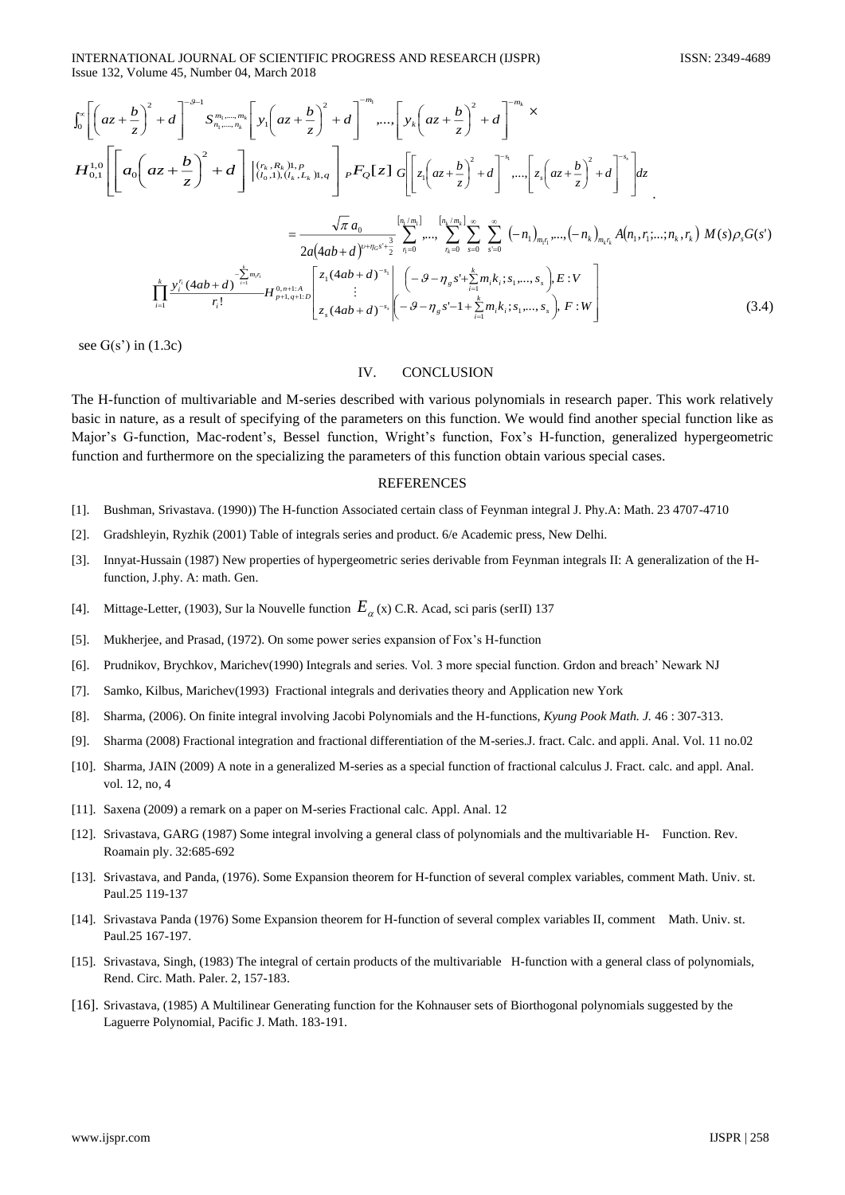$$\int_0^\infty \left[\left(az+\frac{b}{z}\right)^2+d\right]^{-\vartheta-1} S_{n_1,\dots,n_k}^{m_1,\dots,m_k}\left[y_1\left(az+\frac{b}{z}\right)^2+d\right]^{-m_1},\dots,\left[y_k\left(az+\frac{b}{z}\right)^2+d\right]^{-m_k} \times$$

$$H_{0,1}^{1,0}\left[\left[a_0\left(az+\frac{b}{z}\right)^2+d\right]\left|\begin{smallmatrix}(r_k,R_k)_{1,p}\\ (l_0,1),(l_k,L_k)_{1,q}\end{smallmatrix}\right.\right] {}_P F_Q[z]\; G\left[\left[z_1\left(az+\frac{b}{z}\right)^2+d\right]^{-s_1},\dots,\left[z_s\left(az+\frac{b}{z}\right)^2+d\right]^{-s_s}\right]dz$$

$$=\frac{\sqrt{\pi}\,a_0}{2a(4ab+d)^{\upsilon+\eta_G s'+\frac{3}{2}}}\sum_{r_1=0}^{[n_1/m_1]},\dots,\sum_{r_k=0}^{[n_k/m_k]}\sum_{s=0}^{\infty}\sum_{s'=0}^{\infty}(-n_1)_{m_1r_1},\dots,(-n_k)_{m_kr_k}A(n_1,r_1;\dots;n_k,r_k)\;M(s)\rho_s G(s')$$

$$\prod_{i=1}^{k}\frac{y_i^{r_i}(4ab+d)^{-\sum_{i=1}^{k}m_ir_i}}{r_i!}H_{p+1,q+1:D}^{0,n+1:A}\left[\begin{matrix}z_1(4ab+d)^{-s_1}\\ \vdots\\ z_s(4ab+d)^{-s_s}\end{matrix}\left|\begin{matrix}\left(-\vartheta-\eta_g s'+\sum_{i=1}^{k}m_ik_i;s_1,\dots,s_s\right),E:V\\ \left(-\vartheta-\eta_g s'-1+\sum_{i=1}^{k}m_ik_i;s_1,\dots,s_s\right),F:W\end{matrix}\right.\right] \tag{3.4}$$

see G(s') in (1.3c)

## IV. CONCLUSION

The H-function of multivariable and M-series described with various polynomials in research paper. This work relatively basic in nature, as a result of specifying of the parameters on this function. We would find another special function like as Major's G-function, Mac-rodent's, Bessel function, Wright's function, Fox's H-function, generalized hypergeometric function and furthermore on the specializing the parameters of this function obtain various special cases.

## REFERENCES

[1]. Bushman, Srivastava. (1990)) The H-function Associated certain class of Feynman integral J. Phy.A: Math. 23 4707-4710

[2]. Gradshleyin, Ryzhik (2001) Table of integrals series and product. 6/e Academic press, New Delhi.

[3]. Innyat-Hussain (1987) New properties of hypergeometric series derivable from Feynman integrals II: A generalization of the H-function, J.phy. A: math. Gen.

[4]. Mittage-Letter, (1903), Sur la Nouvelle function $E_\alpha$ (x) C.R. Acad, sci paris (serII) 137

[5]. Mukherjee, and Prasad, (1972). On some power series expansion of Fox's H-function

[6]. Prudnikov, Brychkov, Marichev(1990) Integrals and series. Vol. 3 more special function. Grdon and breach' Newark NJ

[7]. Samko, Kilbus, Marichev(1993) Fractional integrals and derivaties theory and Application new York

[8]. Sharma, (2006). On finite integral involving Jacobi Polynomials and the H-functions, *Kyung Pook Math. J.* 46 : 307-313.

[9]. Sharma (2008) Fractional integration and fractional differentiation of the M-series.J. fract. Calc. and appli. Anal. Vol. 11 no.02

[10]. Sharma, JAIN (2009) A note in a generalized M-series as a special function of fractional calculus J. Fract. calc. and appl. Anal. vol. 12, no, 4

[11]. Saxena (2009) a remark on a paper on M-series Fractional calc. Appl. Anal. 12

[12]. Srivastava, GARG (1987) Some integral involving a general class of polynomials and the multivariable H- Function. Rev. Roamain ply. 32:685-692

[13]. Srivastava, and Panda, (1976). Some Expansion theorem for H-function of several complex variables, comment Math. Univ. st. Paul.25 119-137

[14]. Srivastava Panda (1976) Some Expansion theorem for H-function of several complex variables II, comment Math. Univ. st. Paul.25 167-197.

[15]. Srivastava, Singh, (1983) The integral of certain products of the multivariable H-function with a general class of polynomials, Rend. Circ. Math. Paler. 2, 157-183.

[16]. Srivastava, (1985) A Multilinear Generating function for the Kohnauser sets of Biorthogonal polynomials suggested by the Laguerre Polynomial, Pacific J. Math. 183-191.